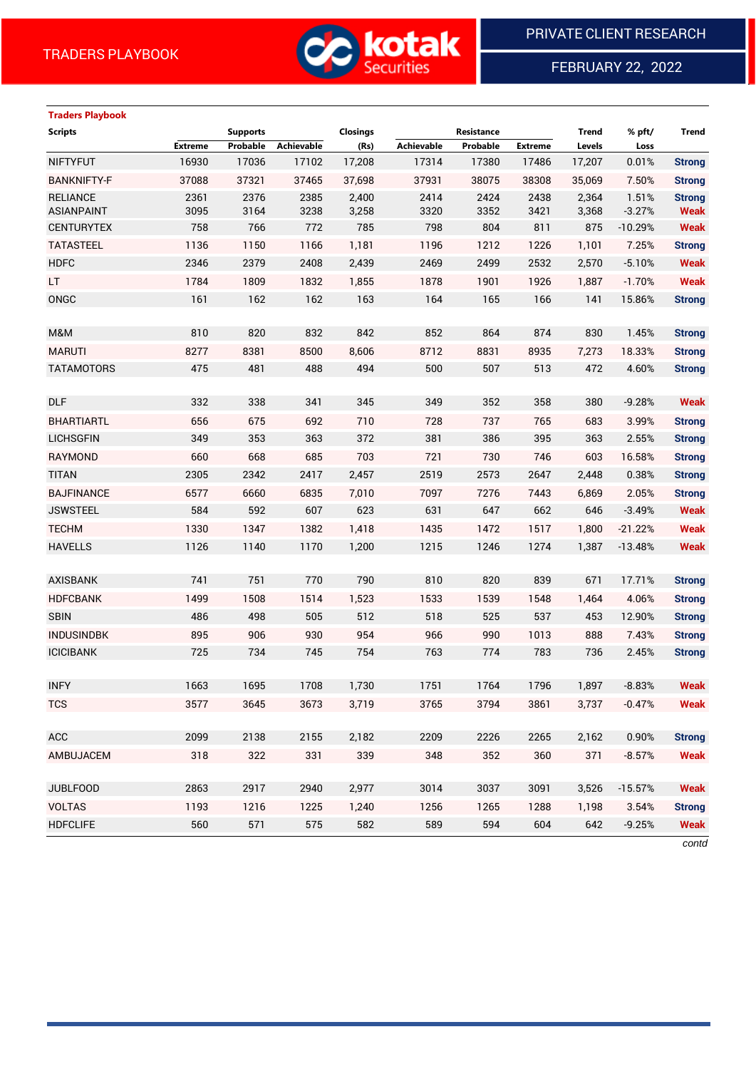TRADERS PLAYBOOK

PRIVATE CLIENT RESEARCH

FEBRUARY 22, 2022

**Traders Playbook**

| Scripts | Supports | | | Closings | Resistance | | | Trend | % pft/ | Trend |
|---|---|---|---|---|---|---|---|---|---|---|
| | Extreme | Probable | Achievable | (Rs) | Achievable | Probable | Extreme | Levels | Loss | |
| NIFTYFUT | 16930 | 17036 | 17102 | 17,208 | 17314 | 17380 | 17486 | 17,207 | 0.01% | Strong |
| BANKNIFTY-F | 37088 | 37321 | 37465 | 37,698 | 37931 | 38075 | 38308 | 35,069 | 7.50% | Strong |
| RELIANCE | 2361 | 2376 | 2385 | 2,400 | 2414 | 2424 | 2438 | 2,364 | 1.51% | Strong |
| ASIANPAINT | 3095 | 3164 | 3238 | 3,258 | 3320 | 3352 | 3421 | 3,368 | -3.27% | Weak |
| CENTURYTEX | 758 | 766 | 772 | 785 | 798 | 804 | 811 | 875 | -10.29% | Weak |
| TATASTEEL | 1136 | 1150 | 1166 | 1,181 | 1196 | 1212 | 1226 | 1,101 | 7.25% | Strong |
| HDFC | 2346 | 2379 | 2408 | 2,439 | 2469 | 2499 | 2532 | 2,570 | -5.10% | Weak |
| LT | 1784 | 1809 | 1832 | 1,855 | 1878 | 1901 | 1926 | 1,887 | -1.70% | Weak |
| ONGC | 161 | 162 | 162 | 163 | 164 | 165 | 166 | 141 | 15.86% | Strong |
| M&M | 810 | 820 | 832 | 842 | 852 | 864 | 874 | 830 | 1.45% | Strong |
| MARUTI | 8277 | 8381 | 8500 | 8,606 | 8712 | 8831 | 8935 | 7,273 | 18.33% | Strong |
| TATAMOTORS | 475 | 481 | 488 | 494 | 500 | 507 | 513 | 472 | 4.60% | Strong |
| DLF | 332 | 338 | 341 | 345 | 349 | 352 | 358 | 380 | -9.28% | Weak |
| BHARTIARTL | 656 | 675 | 692 | 710 | 728 | 737 | 765 | 683 | 3.99% | Strong |
| LICHSGFIN | 349 | 353 | 363 | 372 | 381 | 386 | 395 | 363 | 2.55% | Strong |
| RAYMOND | 660 | 668 | 685 | 703 | 721 | 730 | 746 | 603 | 16.58% | Strong |
| TITAN | 2305 | 2342 | 2417 | 2,457 | 2519 | 2573 | 2647 | 2,448 | 0.38% | Strong |
| BAJFINANCE | 6577 | 6660 | 6835 | 7,010 | 7097 | 7276 | 7443 | 6,869 | 2.05% | Strong |
| JSWSTEEL | 584 | 592 | 607 | 623 | 631 | 647 | 662 | 646 | -3.49% | Weak |
| TECHM | 1330 | 1347 | 1382 | 1,418 | 1435 | 1472 | 1517 | 1,800 | -21.22% | Weak |
| HAVELLS | 1126 | 1140 | 1170 | 1,200 | 1215 | 1246 | 1274 | 1,387 | -13.48% | Weak |
| AXISBANK | 741 | 751 | 770 | 790 | 810 | 820 | 839 | 671 | 17.71% | Strong |
| HDFCBANK | 1499 | 1508 | 1514 | 1,523 | 1533 | 1539 | 1548 | 1,464 | 4.06% | Strong |
| SBIN | 486 | 498 | 505 | 512 | 518 | 525 | 537 | 453 | 12.90% | Strong |
| INDUSINDBK | 895 | 906 | 930 | 954 | 966 | 990 | 1013 | 888 | 7.43% | Strong |
| ICICIBANK | 725 | 734 | 745 | 754 | 763 | 774 | 783 | 736 | 2.45% | Strong |
| INFY | 1663 | 1695 | 1708 | 1,730 | 1751 | 1764 | 1796 | 1,897 | -8.83% | Weak |
| TCS | 3577 | 3645 | 3673 | 3,719 | 3765 | 3794 | 3861 | 3,737 | -0.47% | Weak |
| ACC | 2099 | 2138 | 2155 | 2,182 | 2209 | 2226 | 2265 | 2,162 | 0.90% | Strong |
| AMBUJACEM | 318 | 322 | 331 | 339 | 348 | 352 | 360 | 371 | -8.57% | Weak |
| JUBLFOOD | 2863 | 2917 | 2940 | 2,977 | 3014 | 3037 | 3091 | 3,526 | -15.57% | Weak |
| VOLTAS | 1193 | 1216 | 1225 | 1,240 | 1256 | 1265 | 1288 | 1,198 | 3.54% | Strong |
| HDFCLIFE | 560 | 571 | 575 | 582 | 589 | 594 | 604 | 642 | -9.25% | Weak |

*contd*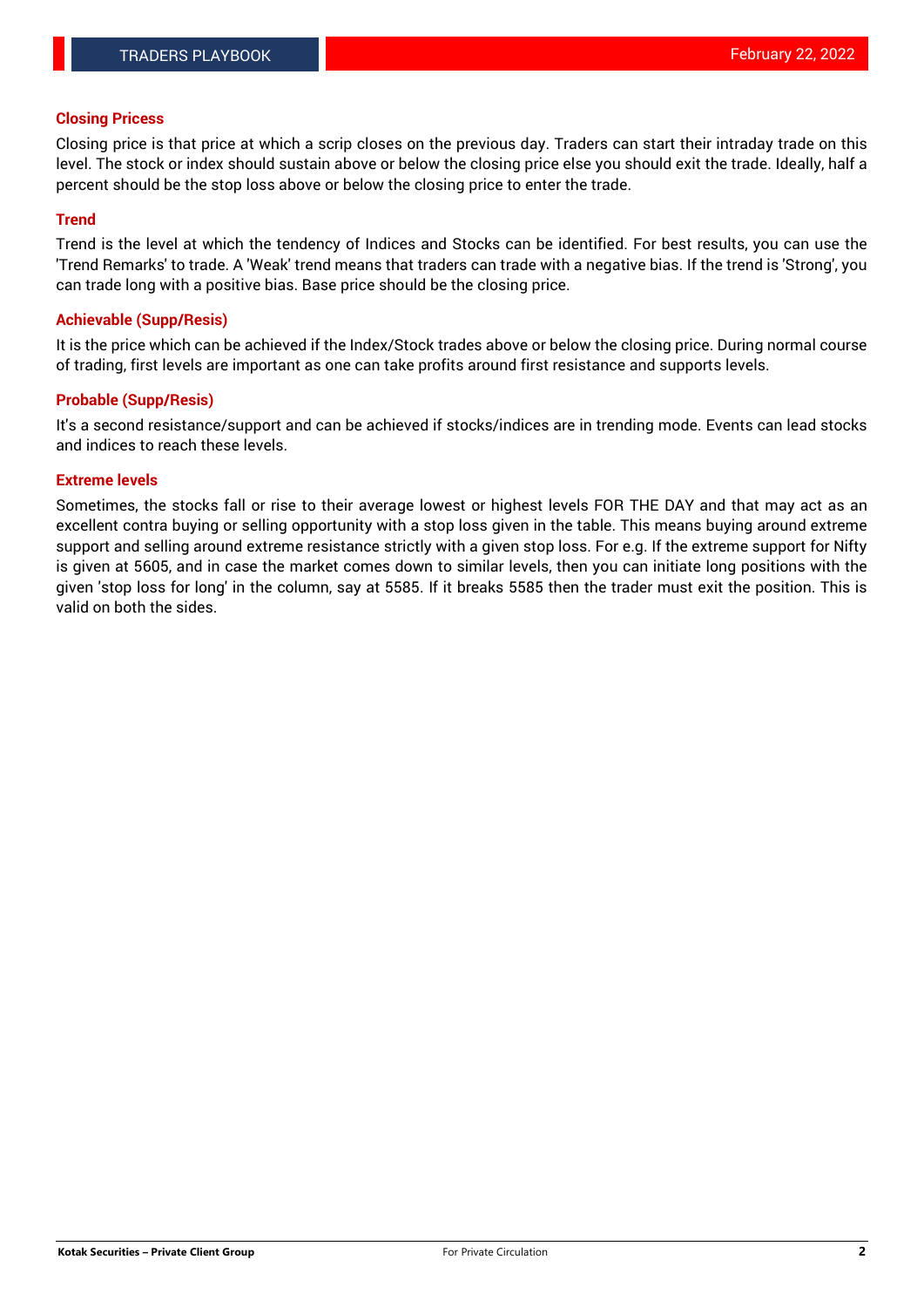## Closing Pricess

Closing price is that price at which a scrip closes on the previous day. Traders can start their intraday trade on this level. The stock or index should sustain above or below the closing price else you should exit the trade. Ideally, half a percent should be the stop loss above or below the closing price to enter the trade.

## Trend

Trend is the level at which the tendency of Indices and Stocks can be identified. For best results, you can use the 'Trend Remarks' to trade. A 'Weak' trend means that traders can trade with a negative bias. If the trend is 'Strong', you can trade long with a positive bias. Base price should be the closing price.

## Achievable (Supp/Resis)

It is the price which can be achieved if the Index/Stock trades above or below the closing price. During normal course of trading, first levels are important as one can take profits around first resistance and supports levels.

## Probable (Supp/Resis)

It's a second resistance/support and can be achieved if stocks/indices are in trending mode. Events can lead stocks and indices to reach these levels.

## Extreme levels

Sometimes, the stocks fall or rise to their average lowest or highest levels FOR THE DAY and that may act as an excellent contra buying or selling opportunity with a stop loss given in the table. This means buying around extreme support and selling around extreme resistance strictly with a given stop loss. For e.g. If the extreme support for Nifty is given at 5605, and in case the market comes down to similar levels, then you can initiate long positions with the given 'stop loss for long' in the column, say at 5585. If it breaks 5585 then the trader must exit the position. This is valid on both the sides.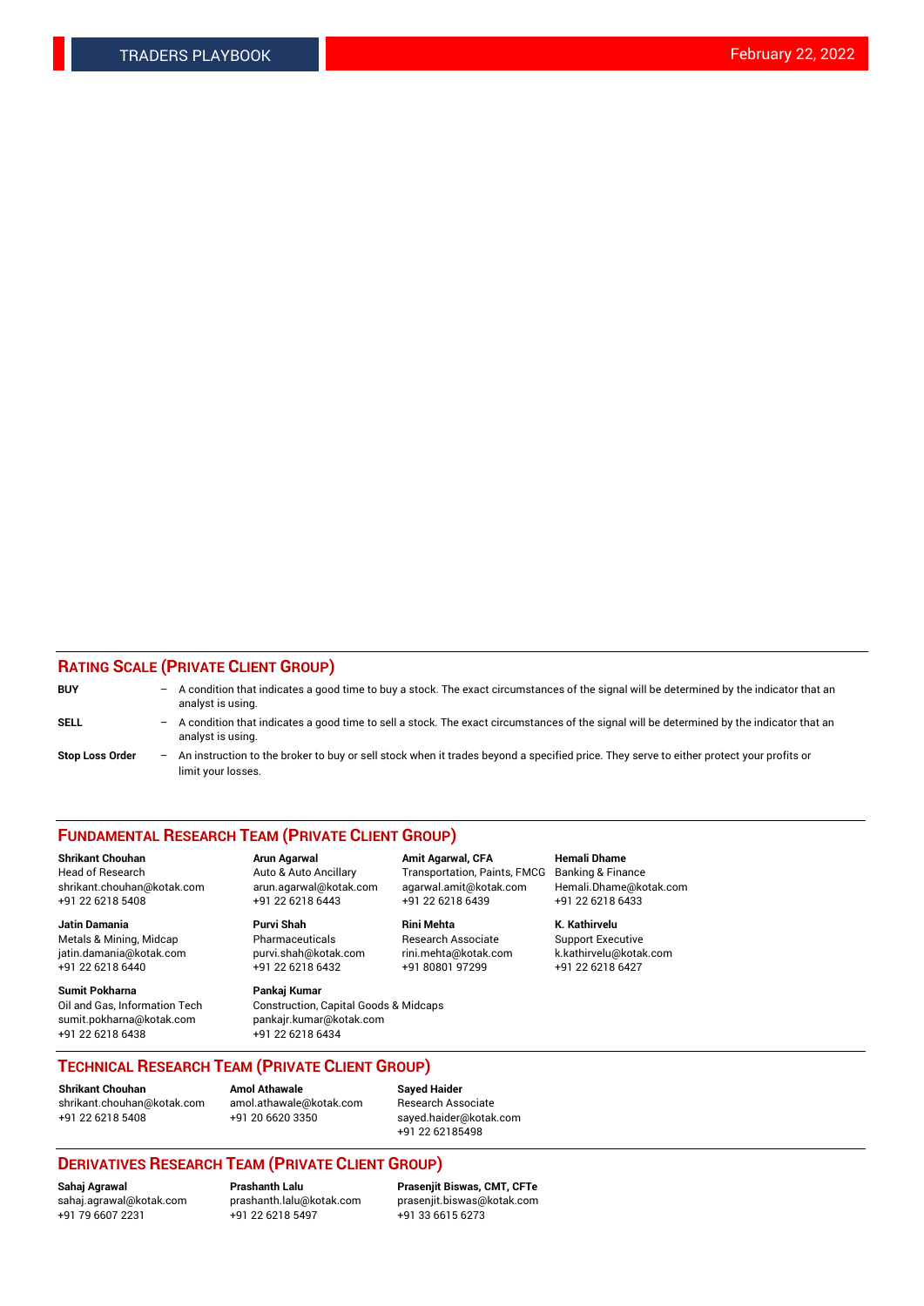## RATING SCALE (PRIVATE CLIENT GROUP)

**BUY** – A condition that indicates a good time to buy a stock. The exact circumstances of the signal will be determined by the indicator that an analyst is using.

**SELL** – A condition that indicates a good time to sell a stock. The exact circumstances of the signal will be determined by the indicator that an analyst is using.

**Stop Loss Order** – An instruction to the broker to buy or sell stock when it trades beyond a specified price. They serve to either protect your profits or limit your losses.

## FUNDAMENTAL RESEARCH TEAM (PRIVATE CLIENT GROUP)

**Shrikant Chouhan**
Head of Research
shrikant.chouhan@kotak.com
+91 22 6218 5408

**Arun Agarwal**
Auto & Auto Ancillary
arun.agarwal@kotak.com
+91 22 6218 6443

**Amit Agarwal, CFA**
Transportation, Paints, FMCG
agarwal.amit@kotak.com
+91 22 6218 6439

**Hemali Dhame**
Banking & Finance
Hemali.Dhame@kotak.com
+91 22 6218 6433

**Jatin Damania**
Metals & Mining, Midcap
jatin.damania@kotak.com
+91 22 6218 6440

**Purvi Shah**
Pharmaceuticals
purvi.shah@kotak.com
+91 22 6218 6432

**Rini Mehta**
Research Associate
rini.mehta@kotak.com
+91 80801 97299

**K. Kathirvelu**
Support Executive
k.kathirvelu@kotak.com
+91 22 6218 6427

**Sumit Pokharna**
Oil and Gas, Information Tech
sumit.pokharna@kotak.com
+91 22 6218 6438

**Pankaj Kumar**
Construction, Capital Goods & Midcaps
pankajr.kumar@kotak.com
+91 22 6218 6434

## TECHNICAL RESEARCH TEAM (PRIVATE CLIENT GROUP)

**Shrikant Chouhan**
shrikant.chouhan@kotak.com
+91 22 6218 5408

**Amol Athawale**
amol.athawale@kotak.com
+91 20 6620 3350

**Sayed Haider**
Research Associate
sayed.haider@kotak.com
+91 22 62185498

## DERIVATIVES RESEARCH TEAM (PRIVATE CLIENT GROUP)

**Sahaj Agrawal**
sahaj.agrawal@kotak.com
+91 79 6607 2231

**Prashanth Lalu**
prashanth.lalu@kotak.com
+91 22 6218 5497

**Prasenjit Biswas, CMT, CFTe**
prasenjit.biswas@kotak.com
+91 33 6615 6273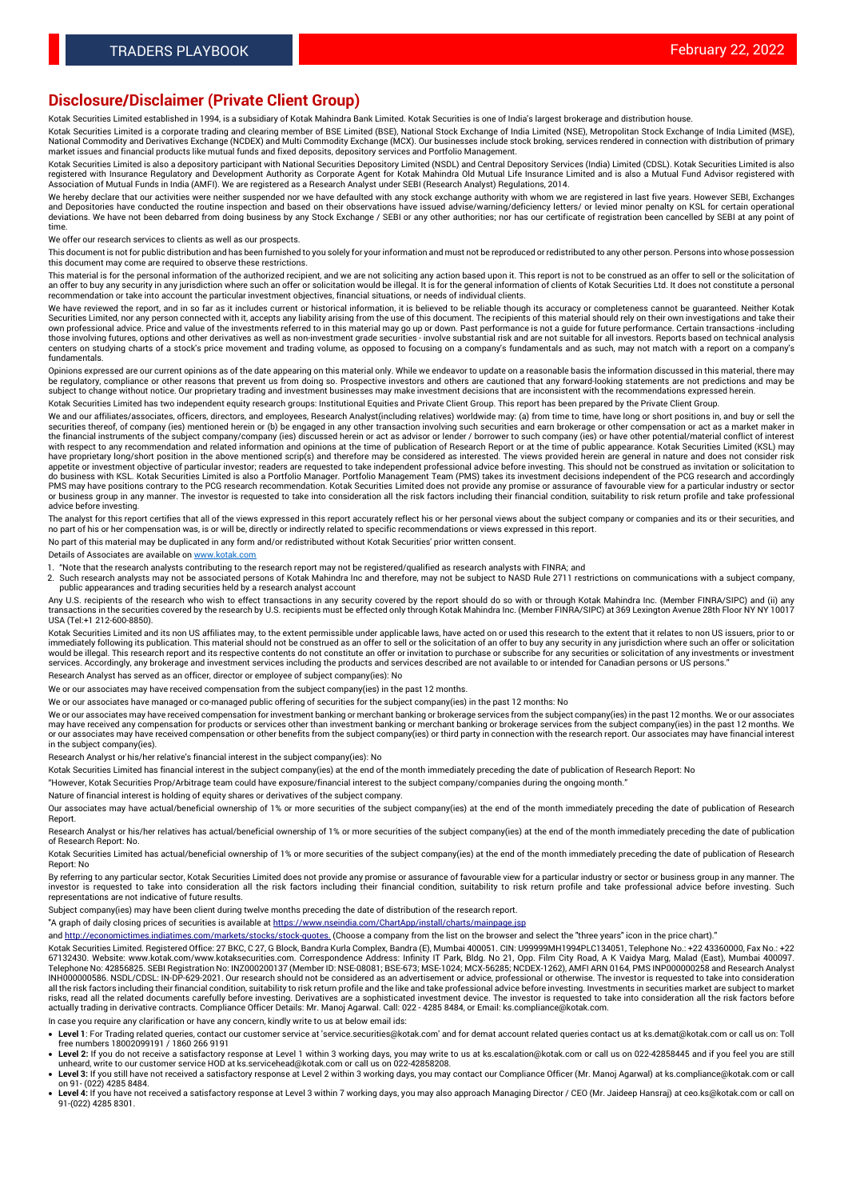## Disclosure/Disclaimer (Private Client Group)

Kotak Securities Limited established in 1994, is a subsidiary of Kotak Mahindra Bank Limited. Kotak Securities is one of India's largest brokerage and distribution house.

Kotak Securities Limited is a corporate trading and clearing member of BSE Limited (BSE), National Stock Exchange of India Limited (NSE), Metropolitan Stock Exchange of India Limited (MSE), National Commodity and Derivatives Exchange (NCDEX) and Multi Commodity Exchange (MCX). Our businesses include stock broking, services rendered in connection with distribution of primary market issues and financial products like mutual funds and fixed deposits, depository services and Portfolio Management.

Kotak Securities Limited is also a depository participant with National Securities Depository Limited (NSDL) and Central Depository Services (India) Limited (CDSL). Kotak Securities Limited is also registered with Insurance Regulatory and Development Authority as Corporate Agent for Kotak Mahindra Old Mutual Life Insurance Limited and is also a Mutual Fund Advisor registered with Association of Mutual Funds in India (AMFI). We are registered as a Research Analyst under SEBI (Research Analyst) Regulations, 2014.

We hereby declare that our activities were neither suspended nor we have defaulted with any stock exchange authority with whom we are registered in last five years. However SEBI, Exchanges and Depositories have conducted the routine inspection and based on their observations have issued advise/warning/deficiency letters/ or levied minor penalty on KSL for certain operational deviations. We have not been debarred from doing business by any Stock Exchange / SEBI or any other authorities; nor has our certificate of registration been cancelled by SEBI at any point of time.

We offer our research services to clients as well as our prospects.

This document is not for public distribution and has been furnished to you solely for your information and must not be reproduced or redistributed to any other person. Persons into whose possession this document may come are required to observe these restrictions.

This material is for the personal information of the authorized recipient, and we are not soliciting any action based upon it. This report is not to be construed as an offer to sell or the solicitation of an offer to buy any security in any jurisdiction where such an offer or solicitation would be illegal. It is for the general information of clients of Kotak Securities Ltd. It does not constitute a personal recommendation or take into account the particular investment objectives, financial situations, or needs of individual clients.

We have reviewed the report, and in so far as it includes current or historical information, it is believed to be reliable though its accuracy or completeness cannot be guaranteed. Neither Kotak Securities Limited, nor any person connected with it, accepts any liability arising from the use of this document. The recipients of this material should rely on their own investigations and take their own professional advice. Price and value of the investments referred to in this material may go up or down. Past performance is not a guide for future performance. Certain transactions -including those involving futures, options and other derivatives as well as non-investment grade securities - involve substantial risk and are not suitable for all investors. Reports based on technical analysis centers on studying charts of a stock's price movement and trading volume, as opposed to focusing on a company's fundamentals and as such, may not match with a report on a company's fundamentals.

Opinions expressed are our current opinions as of the date appearing on this material only. While we endeavor to update on a reasonable basis the information discussed in this material, there may be regulatory, compliance or other reasons that prevent us from doing so. Prospective investors and others are cautioned that any forward-looking statements are not predictions and may be subject to change without notice. Our proprietary trading and investment businesses may make investment decisions that are inconsistent with the recommendations expressed herein.

Kotak Securities Limited has two independent equity research groups: Institutional Equities and Private Client Group. This report has been prepared by the Private Client Group.

We and our affiliates/associates, officers, directors, and employees, Research Analyst(including relatives) worldwide may: (a) from time to time, have long or short positions in, and buy or sell the securities thereof, of company (ies) mentioned herein or (b) be engaged in any other transaction involving such securities and earn brokerage or other compensation or act as a market maker in the financial instruments of the subject company/company (ies) discussed herein or act as advisor or lender / borrower to such company (ies) or have other potential/material conflict of interest with respect to any recommendation and related information and opinions at the time of publication of Research Report or at the time of public appearance. Kotak Securities Limited (KSL) may have proprietary long/short position in the above mentioned scrip(s) and therefore may be considered as interested. The views provided herein are general in nature and does not consider risk appetite or investment objective of particular investor; readers are requested to take independent professional advice before investing. This should not be construed as invitation or solicitation to do business with KSL. Kotak Securities Limited is also a Portfolio Manager. Portfolio Management Team (PMS) takes its investment decisions independent of the PCG research and accordingly PMS may have positions contrary to the PCG research recommendation. Kotak Securities Limited does not provide any promise or assurance of favourable view for a particular industry or sector or business group in any manner. The investor is requested to take into consideration all the risk factors including their financial condition, suitability to risk return profile and take professional advice before investing.

The analyst for this report certifies that all of the views expressed in this report accurately reflect his or her personal views about the subject company or companies and its or their securities, and no part of his or her compensation was, is or will be, directly or indirectly related to specific recommendations or views expressed in this report.

No part of this material may be duplicated in any form and/or redistributed without Kotak Securities' prior written consent.

Details of Associates are available on www.kotak.com

1. "Note that the research analysts contributing to the research report may not be registered/qualified as research analysts with FINRA; and
2. Such research analysts may not be associated persons of Kotak Mahindra Inc and therefore, may not be subject to NASD Rule 2711 restrictions on communications with a subject company, public appearances and trading securities held by a research analyst account

Any U.S. recipients of the research who wish to effect transactions in any security covered by the report should do so with or through Kotak Mahindra Inc. (Member FINRA/SIPC) and (ii) any transactions in the securities covered by the research by U.S. recipients must be effected only through Kotak Mahindra Inc. (Member FINRA/SIPC) at 369 Lexington Avenue 28th Floor NY NY 10017 USA (Tel:+1 212-600-8850).

Kotak Securities Limited and its non US affiliates may, to the extent permissible under applicable laws, have acted on or used this research to the extent that it relates to non US issuers, prior to or immediately following its publication. This material should not be construed as an offer to sell or the solicitation of an offer to buy any security in any jurisdiction where such an offer or solicitation would be illegal. This research report and its respective contents do not constitute an offer or invitation to purchase or subscribe for any securities or solicitation of any investments or investment services. Accordingly, any brokerage and investment services including the products and services described are not available to or intended for Canadian persons or US persons."

Research Analyst has served as an officer, director or employee of subject company(ies): No

We or our associates may have received compensation from the subject company(ies) in the past 12 months.

We or our associates have managed or co-managed public offering of securities for the subject company(ies) in the past 12 months: No

We or our associates may have received compensation for investment banking or merchant banking or brokerage services from the subject company(ies) in the past 12 months. We or our associates may have received any compensation for products or services other than investment banking or merchant banking or brokerage services from the subject company(ies) in the past 12 months. We or our associates may have received compensation or other benefits from the subject company(ies) or third party in connection with the research report. Our associates may have financial interest in the subject company(ies).

Research Analyst or his/her relative's financial interest in the subject company(ies): No

Kotak Securities Limited has financial interest in the subject company(ies) at the end of the month immediately preceding the date of publication of Research Report: No

"However, Kotak Securities Prop/Arbitrage team could have exposure/financial interest to the subject company/companies during the ongoing month."

Nature of financial interest is holding of equity shares or derivatives of the subject company.

Our associates may have actual/beneficial ownership of 1% or more securities of the subject company(ies) at the end of the month immediately preceding the date of publication of Research Report.

Research Analyst or his/her relatives has actual/beneficial ownership of 1% or more securities of the subject company(ies) at the end of the month immediately preceding the date of publication of Research Report: No.

Kotak Securities Limited has actual/beneficial ownership of 1% or more securities of the subject company(ies) at the end of the month immediately preceding the date of publication of Research Report: No

By referring to any particular sector, Kotak Securities Limited does not provide any promise or assurance of favourable view for a particular industry or sector or business group in any manner. The investor is requested to take into consideration all the risk factors including their financial condition, suitability to risk return profile and take professional advice before investing. Such representations are not indicative of future results.

Subject company(ies) may have been client during twelve months preceding the date of distribution of the research report.

"A graph of daily closing prices of securities is available at https://www.nseindia.com/ChartApp/install/charts/mainpage.jsp

and http://economictimes.indiatimes.com/markets/stocks/stock-quotes. (Choose a company from the list on the browser and select the "three years" icon in the price chart)."

Kotak Securities Limited. Registered Office: 27 BKC, C 27, G Block, Bandra Kurla Complex, Bandra (E), Mumbai 400051. CIN: U99999MH1994PLC134051, Telephone No.: +22 43360000, Fax No.: +22 67132430. Website: www.kotak.com/www.kotaksecurities.com. Correspondence Address: Infinity IT Park, Bldg. No 21, Opp. Film City Road, A K Vaidya Marg, Malad (East), Mumbai 400097. Telephone No: 42856825. SEBI Registration No: INZ000200137 (Member ID: NSE-08081; BSE-673; MSE-1024; MCX-56285; NCDEX-1262), AMFI ARN 0164, PMS INP000000258 and Research Analyst INH000000586. NSDL/CDSL: IN-DP-629-2021. Our research should not be considered as an advertisement or advice, professional or otherwise. The investor is requested to take into consideration all the risk factors including their financial condition, suitability to risk return profile and the like and take professional advice before investing. Investments in securities market are subject to market risks, read all the related documents carefully before investing. Derivatives are a sophisticated investment device. The investor is requested to take into consideration all the risk factors before actually trading in derivative contracts. Compliance Officer Details: Mr. Manoj Agarwal. Call: 022 - 4285 8484, or Email: ks.compliance@kotak.com.

In case you require any clarification or have any concern, kindly write to us at below email ids:

- **Level 1**: For Trading related queries, contact our customer service at 'service.securities@kotak.com' and for demat account related queries contact us at ks.demat@kotak.com or call us on: Toll free numbers 18002099191 / 1860 266 9191
- **Level 2:** If you do not receive a satisfactory response at Level 1 within 3 working days, you may write to us at ks.escalation@kotak.com or call us on 022-42858445 and if you feel you are still unheard, write to our customer service HOD at ks.servicehead@kotak.com or call us on 022-42858208.
- **Level 3:** If you still have not received a satisfactory response at Level 2 within 3 working days, you may contact our Compliance Officer (Mr. Manoj Agarwal) at ks.compliance@kotak.com or call on 91- (022) 4285 8484.
- **Level 4:** If you have not received a satisfactory response at Level 3 within 7 working days, you may also approach Managing Director / CEO (Mr. Jaideep Hansraj) at ceo.ks@kotak.com or call on 91-(022) 4285 8301.